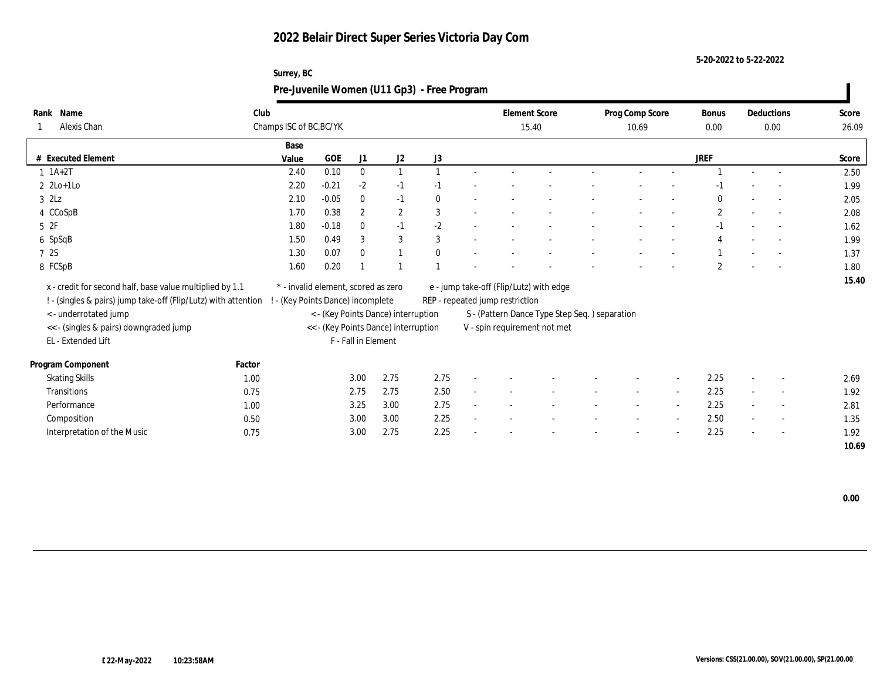# 2022 Belair Direct Super Series Victoria Day Com

5-20-2022 to 5-22-2022

Surrey, BC

## Pre-Juvenile Women (U11 Gp3) - Free Program

| Rank | Name | Club | Element Score | Prog Comp Score | Bonus | Deductions | Score |
|---|---|---|---|---|---|---|---|
| 1 | Alexis Chan | Champs ISC of BC,BC/YK | 15.40 | 10.69 | 0.00 | 0.00 | 26.09 |

| # | Executed Element | Base Value | GOE | J1 | J2 | J3 | JREF | Score |
|---|---|---|---|---|---|---|---|---|
| 1 | 1A+2T | 2.40 | 0.10 | 0 | 1 | 1 | 1 | 2.50 |
| 2 | 2Lo+1Lo | 2.20 | -0.21 | -2 | -1 | -1 | -1 | 1.99 |
| 3 | 2Lz | 2.10 | -0.05 | 0 | -1 | 0 | 0 | 2.05 |
| 4 | CCoSpB | 1.70 | 0.38 | 2 | 2 | 3 | 2 | 2.08 |
| 5 | 2F | 1.80 | -0.18 | 0 | -1 | -2 | -1 | 1.62 |
| 6 | SpSqB | 1.50 | 0.49 | 3 | 3 | 3 | 4 | 1.99 |
| 7 | 2S | 1.30 | 0.07 | 0 | 1 | 0 | 1 | 1.37 |
| 8 | FCSpB | 1.60 | 0.20 | 1 | 1 | 1 | 2 | 1.80 |
| | | | | | | | | 15.40 |

x - credit for second half, base value multiplied by 1.1
! - (singles & pairs) jump take-off (Flip/Lutz) with attention
< - underrotated jump
<< - (singles & pairs) downgraded jump
EL - Extended Lift
* - invalid element, scored as zero
! - (Key Points Dance) incomplete
< - (Key Points Dance) interruption
<< - (Key Points Dance) interruption
F - Fall in Element
e - jump take-off (Flip/Lutz) with edge
REP - repeated jump restriction
S - (Pattern Dance Type Step Seq. ) separation
V - spin requirement not met

| Program Component | Factor | J1 | J2 | J3 | JREF | Score |
|---|---|---|---|---|---|---|
| Skating Skills | 1.00 | 3.00 | 2.75 | 2.75 | 2.25 | 2.69 |
| Transitions | 0.75 | 2.75 | 2.75 | 2.50 | 2.25 | 1.92 |
| Performance | 1.00 | 3.25 | 3.00 | 2.75 | 2.25 | 2.81 |
| Composition | 0.50 | 3.00 | 3.00 | 2.25 | 2.50 | 1.35 |
| Interpretation of the Music | 0.75 | 3.00 | 2.75 | 2.25 | 2.25 | 1.92 |
| | | | | | | 10.69 |

0.00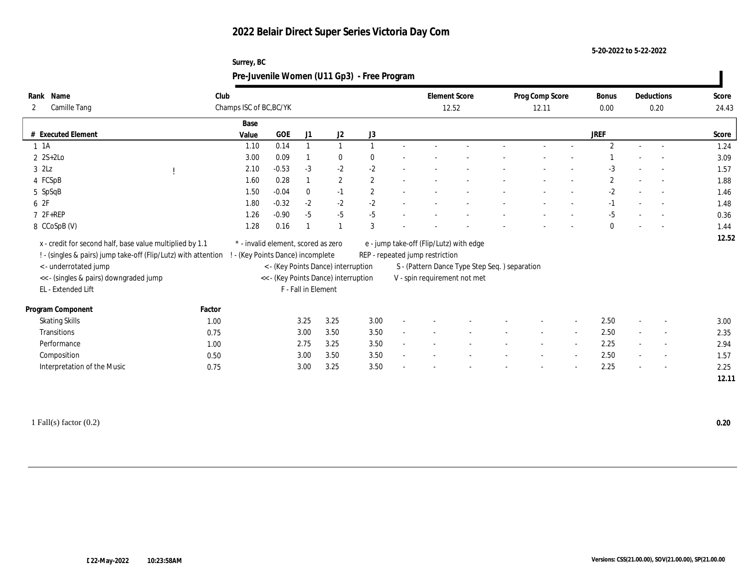# 2022 Belair Direct Super Series Victoria Day Com

5-20-2022 to 5-22-2022

Surrey, BC

## Pre-Juvenile Women (U11 Gp3) - Free Program

| Rank | Name | Club | Element Score | Prog Comp Score | Bonus | Deductions | Score |
|---|---|---|---|---|---|---|---|
| 2 | Camille Tang | Champs ISC of BC,BC/YK | 12.52 | 12.11 | 0.00 | 0.20 | 24.43 |

| # | Executed Element | | Base Value | GOE | J1 | J2 | J3 | JREF | Score |
|---|---|---|---|---|---|---|---|---|---|
| 1 | 1A | | 1.10 | 0.14 | 1 | 1 | 1 | 2 | 1.24 |
| 2 | 2S+2Lo | | 3.00 | 0.09 | 1 | 0 | 0 | 1 | 3.09 |
| 3 | 2Lz | ! | 2.10 | -0.53 | -3 | -2 | -2 | -3 | 1.57 |
| 4 | FCSpB | | 1.60 | 0.28 | 1 | 2 | 2 | 2 | 1.88 |
| 5 | SpSqB | | 1.50 | -0.04 | 0 | -1 | 2 | -2 | 1.46 |
| 6 | 2F | | 1.80 | -0.32 | -2 | -2 | -2 | -1 | 1.48 |
| 7 | 2F+REP | | 1.26 | -0.90 | -5 | -5 | -5 | -5 | 0.36 |
| 8 | CCoSpB (V) | | 1.28 | 0.16 | 1 | 1 | 3 | 0 | 1.44 |
| | | | | | | | | | 12.52 |

x - credit for second half, base value multiplied by 1.1
! - (singles & pairs) jump take-off (Flip/Lutz) with attention
< - underrotated jump
<< - (singles & pairs) downgraded jump
EL - Extended Lift
\* - invalid element, scored as zero
! - (Key Points Dance) incomplete
< - (Key Points Dance) interruption
<< - (Key Points Dance) interruption
F - Fall in Element
e - jump take-off (Flip/Lutz) with edge
REP - repeated jump restriction
S - (Pattern Dance Type Step Seq. ) separation
V - spin requirement not met

| Program Component | Factor | J1 | J2 | J3 | JREF | Score |
|---|---|---|---|---|---|---|
| Skating Skills | 1.00 | 3.25 | 3.25 | 3.00 | 2.50 | 3.00 |
| Transitions | 0.75 | 3.00 | 3.50 | 3.50 | 2.50 | 2.35 |
| Performance | 1.00 | 2.75 | 3.25 | 3.50 | 2.25 | 2.94 |
| Composition | 0.50 | 3.00 | 3.50 | 3.50 | 2.50 | 1.57 |
| Interpretation of the Music | 0.75 | 3.00 | 3.25 | 3.50 | 2.25 | 2.25 |
| | | | | | | 12.11 |

1 Fall(s) factor (0.2) **0.20**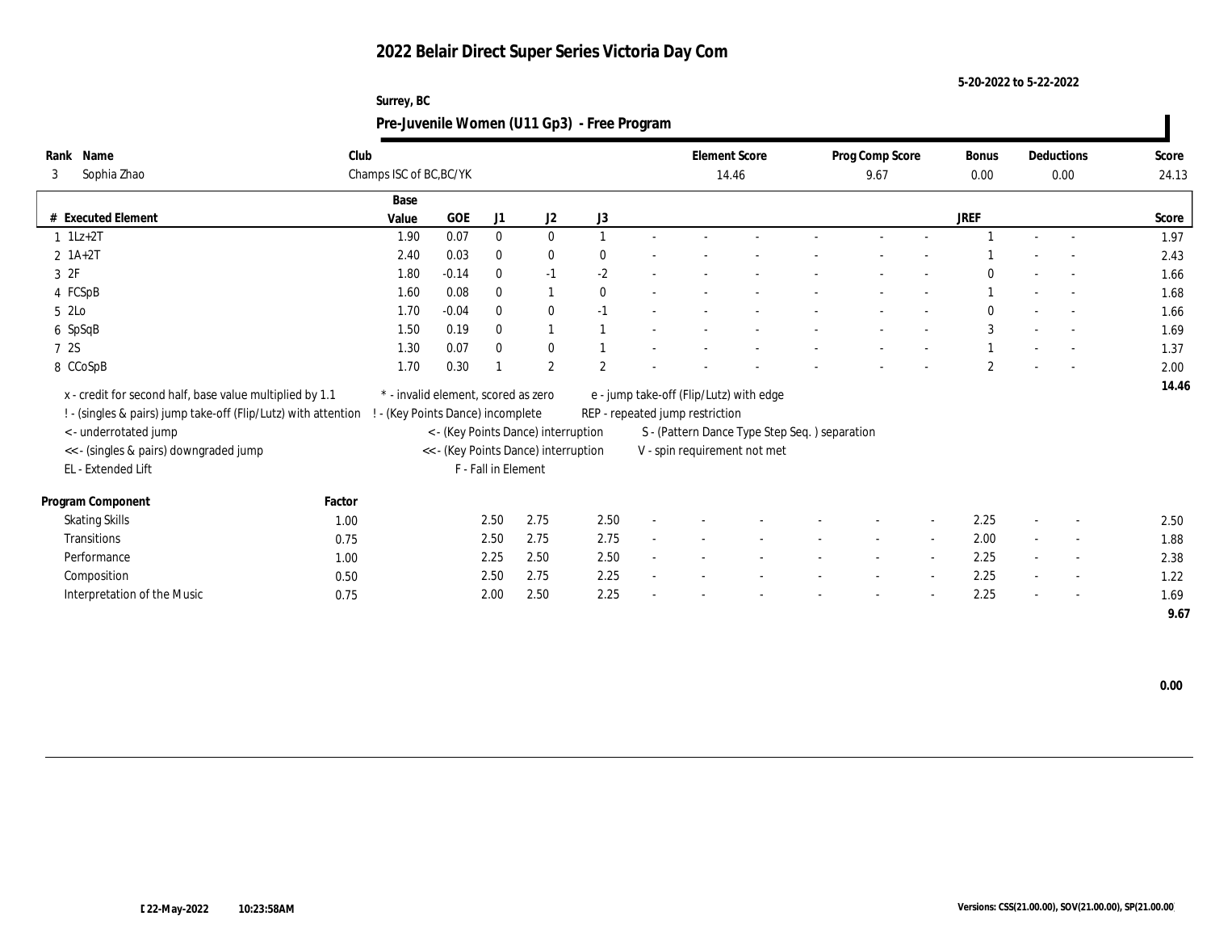# 2022 Belair Direct Super Series Victoria Day Com

5-20-2022 to 5-22-2022

Surrey, BC

## Pre-Juvenile Women (U11 Gp3) - Free Program

| Rank | Name | Club | Element Score | Prog Comp Score | Bonus | Deductions | Score |
|---|---|---|---|---|---|---|---|
| 3 | Sophia Zhao | Champs ISC of BC,BC/YK | 14.46 | 9.67 | 0.00 | 0.00 | 24.13 |

| # | Executed Element | Base Value | GOE | J1 | J2 | J3 | | | | | | | | | JREF | | | Score |
|---|---|---|---|---|---|---|---|---|---|---|---|---|---|---|---|---|---|---|
| 1 | 1Lz+2T | 1.90 | 0.07 | 0 | 0 | 1 | - | - | - | - | - | - | - | - | 1 | - | - | 1.97 |
| 2 | 1A+2T | 2.40 | 0.03 | 0 | 0 | 0 | - | - | - | - | - | - | - | - | 1 | - | - | 2.43 |
| 3 | 2F | 1.80 | -0.14 | 0 | -1 | -2 | - | - | - | - | - | - | - | - | 0 | - | - | 1.66 |
| 4 | FCSpB | 1.60 | 0.08 | 0 | 1 | 0 | - | - | - | - | - | - | - | - | 1 | - | - | 1.68 |
| 5 | 2Lo | 1.70 | -0.04 | 0 | 0 | -1 | - | - | - | - | - | - | - | - | 0 | - | - | 1.66 |
| 6 | SpSqB | 1.50 | 0.19 | 0 | 1 | 1 | - | - | - | - | - | - | - | - | 3 | - | - | 1.69 |
| 7 | 2S | 1.30 | 0.07 | 0 | 0 | 1 | - | - | - | - | - | - | - | - | 1 | - | - | 1.37 |
| 8 | CCoSpB | 1.70 | 0.30 | 1 | 2 | 2 | - | - | - | - | - | - | - | - | 2 | - | - | 2.00 |
| | | | | | | | | | | | | | | | | | | 14.46 |

x - credit for second half, base value multiplied by 1.1
! - (singles & pairs) jump take-off (Flip/Lutz) with attention
< - underrotated jump
<< - (singles & pairs) downgraded jump
EL - Extended Lift
* - invalid element, scored as zero
! - (Key Points Dance) incomplete
< - (Key Points Dance) interruption
<< - (Key Points Dance) interruption
F - Fall in Element
e - jump take-off (Flip/Lutz) with edge
REP - repeated jump restriction
S - (Pattern Dance Type Step Seq. ) separation
V - spin requirement not met

| Program Component | Factor | J1 | J2 | J3 | | | | | | | | | JREF | | | Score |
|---|---|---|---|---|---|---|---|---|---|---|---|---|---|---|---|---|
| Skating Skills | 1.00 | 2.50 | 2.75 | 2.50 | - | - | - | - | - | - | - | - | 2.25 | - | - | 2.50 |
| Transitions | 0.75 | 2.50 | 2.75 | 2.75 | - | - | - | - | - | - | - | - | 2.00 | - | - | 1.88 |
| Performance | 1.00 | 2.25 | 2.50 | 2.50 | - | - | - | - | - | - | - | - | 2.25 | - | - | 2.38 |
| Composition | 0.50 | 2.50 | 2.75 | 2.25 | - | - | - | - | - | - | - | - | 2.25 | - | - | 1.22 |
| Interpretation of the Music | 0.75 | 2.00 | 2.50 | 2.25 | - | - | - | - | - | - | - | - | 2.25 | - | - | 1.69 |
| | | | | | | | | | | | | | | | | 9.67 |

0.00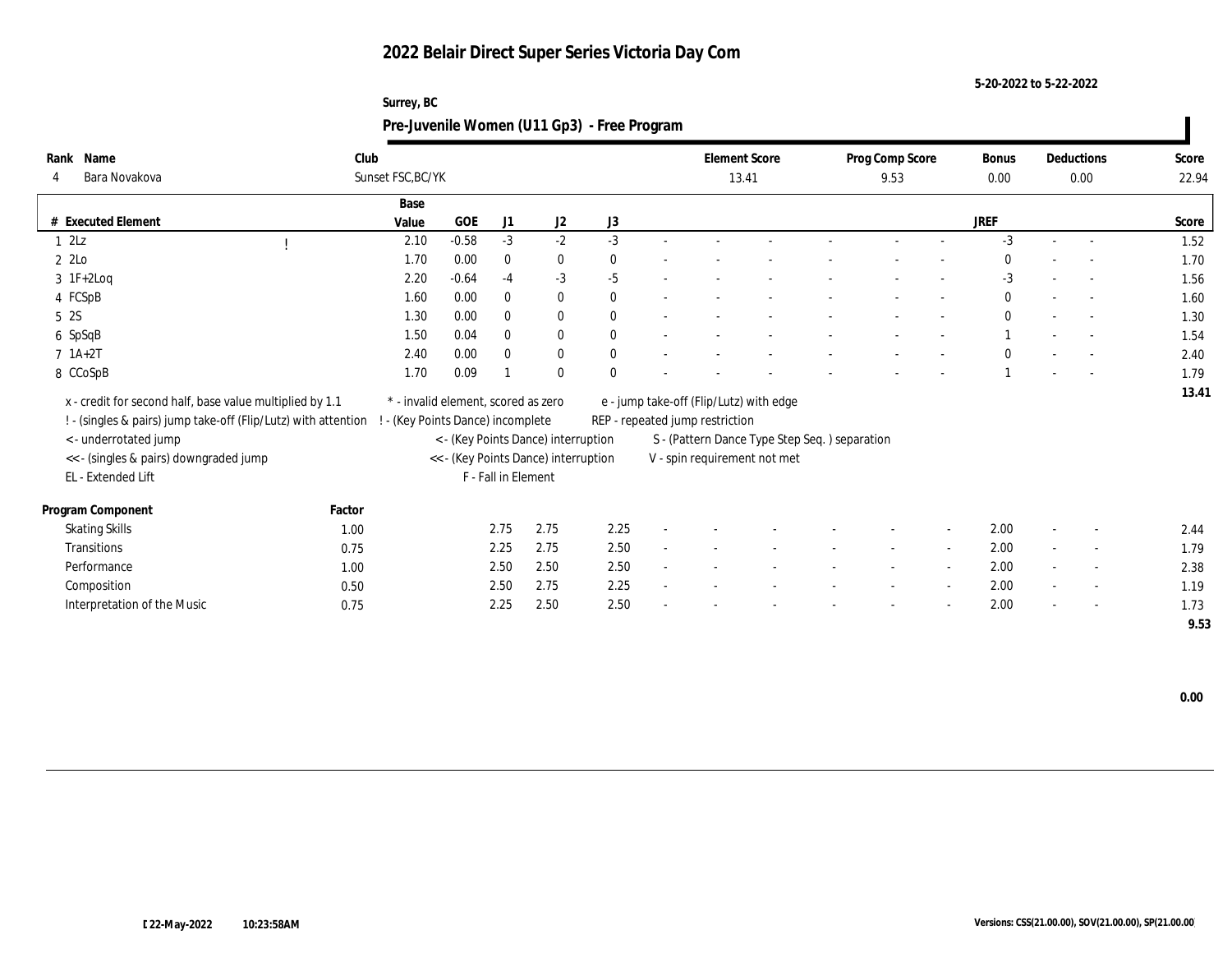# 2022 Belair Direct Super Series Victoria Day Com

5-20-2022 to 5-22-2022

Surrey, BC

## Pre-Juvenile Women (U11 Gp3) - Free Program

| Rank | Name | Club | Element Score | Prog Comp Score | Bonus | Deductions | Score |
|---|---|---|---|---|---|---|---|
| 4 | Bara Novakova | Sunset FSC,BC/YK | 13.41 | 9.53 | 0.00 | 0.00 | 22.94 |

| # | Executed Element | | Base Value | GOE | J1 | J2 | J3 | | | | | | | | | JREF | | | Score |
|---|---|---|---|---|---|---|---|---|---|---|---|---|---|---|---|---|---|---|---|
| 1 | 2Lz | ! | 2.10 | -0.58 | -3 | -2 | -3 | - | - | - | - | - | - | - | - | -3 | - | - | 1.52 |
| 2 | 2Lo | | 1.70 | 0.00 | 0 | 0 | 0 | - | - | - | - | - | - | - | - | 0 | - | - | 1.70 |
| 3 | 1F+2Loq | | 2.20 | -0.64 | -4 | -3 | -5 | - | - | - | - | - | - | - | - | -3 | - | - | 1.56 |
| 4 | FCSpB | | 1.60 | 0.00 | 0 | 0 | 0 | - | - | - | - | - | - | - | - | 0 | - | - | 1.60 |
| 5 | 2S | | 1.30 | 0.00 | 0 | 0 | 0 | - | - | - | - | - | - | - | - | 0 | - | - | 1.30 |
| 6 | SpSqB | | 1.50 | 0.04 | 0 | 0 | 0 | - | - | - | - | - | - | - | - | 1 | - | - | 1.54 |
| 7 | 1A+2T | | 2.40 | 0.00 | 0 | 0 | 0 | - | - | - | - | - | - | - | - | 0 | - | - | 2.40 |
| 8 | CCoSpB | | 1.70 | 0.09 | 1 | 0 | 0 | - | - | - | - | - | - | - | - | 1 | - | - | 1.79 |
| | | | | | | | | | | | | | | | | | | | 13.41 |

x - credit for second half, base value multiplied by 1.1
! - (singles & pairs) jump take-off (Flip/Lutz) with attention
< - underrotated jump
<< - (singles & pairs) downgraded jump
EL - Extended Lift
\* - invalid element, scored as zero
! - (Key Points Dance) incomplete
< - (Key Points Dance) interruption
<< - (Key Points Dance) interruption
F - Fall in Element
e - jump take-off (Flip/Lutz) with edge
REP - repeated jump restriction
S - (Pattern Dance Type Step Seq. ) separation
V - spin requirement not met

| Program Component | Factor | J1 | J2 | J3 | | | | | | | | | JREF | | | Score |
|---|---|---|---|---|---|---|---|---|---|---|---|---|---|---|---|---|
| Skating Skills | 1.00 | 2.75 | 2.75 | 2.25 | - | - | - | - | - | - | - | - | 2.00 | - | - | 2.44 |
| Transitions | 0.75 | 2.25 | 2.75 | 2.50 | - | - | - | - | - | - | - | - | 2.00 | - | - | 1.79 |
| Performance | 1.00 | 2.50 | 2.50 | 2.50 | - | - | - | - | - | - | - | - | 2.00 | - | - | 2.38 |
| Composition | 0.50 | 2.50 | 2.75 | 2.25 | - | - | - | - | - | - | - | - | 2.00 | - | - | 1.19 |
| Interpretation of the Music | 0.75 | 2.25 | 2.50 | 2.50 | - | - | - | - | - | - | - | - | 2.00 | - | - | 1.73 |
| | | | | | | | | | | | | | | | | 9.53 |

0.00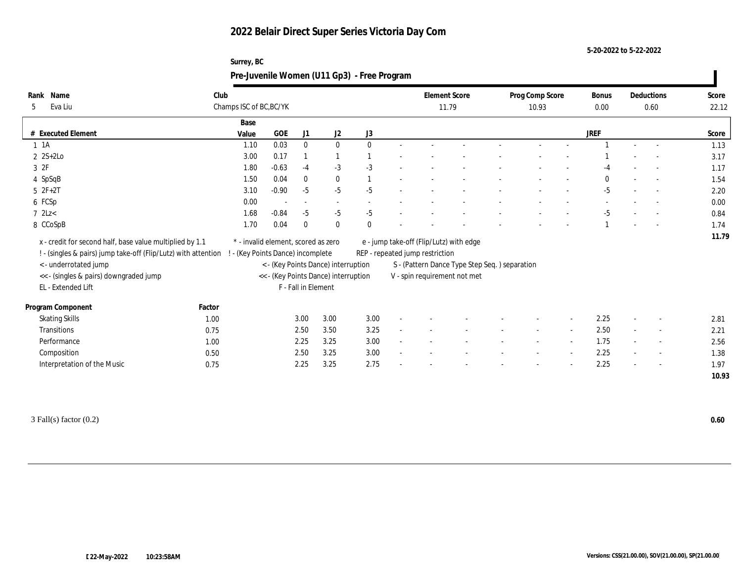# 2022 Belair Direct Super Series Victoria Day Com

5-20-2022 to 5-22-2022

Surrey, BC

## Pre-Juvenile Women (U11 Gp3) - Free Program

| Rank | Name | Club | Element Score | Prog Comp Score | Bonus | Deductions | Score |
|---|---|---|---|---|---|---|---|
| 5 | Eva Liu | Champs ISC of BC,BC/YK | 11.79 | 10.93 | 0.00 | 0.60 | 22.12 |

| # | Executed Element | Base Value | GOE | J1 | J2 | J3 | | | | | | | | | JREF | | | Score |
|---|---|---|---|---|---|---|---|---|---|---|---|---|---|---|---|---|---|---|
| 1 | 1A | 1.10 | 0.03 | 0 | 0 | 0 | - | - | - | - | - | - | - | - | 1 | - | - | 1.13 |
| 2 | 2S+2Lo | 3.00 | 0.17 | 1 | 1 | 1 | - | - | - | - | - | - | - | - | 1 | - | - | 3.17 |
| 3 | 2F | 1.80 | -0.63 | -4 | -3 | -3 | - | - | - | - | - | - | - | - | -4 | - | - | 1.17 |
| 4 | SpSqB | 1.50 | 0.04 | 0 | 0 | 1 | - | - | - | - | - | - | - | - | 0 | - | - | 1.54 |
| 5 | 2F+2T | 3.10 | -0.90 | -5 | -5 | -5 | - | - | - | - | - | - | - | - | -5 | - | - | 2.20 |
| 6 | FCSp | 0.00 | - | - | - | - | - | - | - | - | - | - | - | - | - | - | - | 0.00 |
| 7 | 2Lz< | 1.68 | -0.84 | -5 | -5 | -5 | - | - | - | - | - | - | - | - | -5 | - | - | 0.84 |
| 8 | CCoSpB | 1.70 | 0.04 | 0 | 0 | 0 | - | - | - | - | - | - | - | - | 1 | - | - | 1.74 |
| | | | | | | | | | | | | | | | | | | 11.79 |

x - credit for second half, base value multiplied by 1.1
! - (singles & pairs) jump take-off (Flip/Lutz) with attention
< - underrotated jump
<< - (singles & pairs) downgraded jump
EL - Extended Lift
* - invalid element, scored as zero
! - (Key Points Dance) incomplete
< - (Key Points Dance) interruption
<< - (Key Points Dance) interruption
F - Fall in Element
e - jump take-off (Flip/Lutz) with edge
REP - repeated jump restriction
S - (Pattern Dance Type Step Seq. ) separation
V - spin requirement not met

| Program Component | Factor | J1 | J2 | J3 | | | | | | | | | JREF | | | Score |
|---|---|---|---|---|---|---|---|---|---|---|---|---|---|---|---|---|
| Skating Skills | 1.00 | 3.00 | 3.00 | 3.00 | - | - | - | - | - | - | - | - | 2.25 | - | - | 2.81 |
| Transitions | 0.75 | 2.50 | 3.50 | 3.25 | - | - | - | - | - | - | - | - | 2.50 | - | - | 2.21 |
| Performance | 1.00 | 2.25 | 3.25 | 3.00 | - | - | - | - | - | - | - | - | 1.75 | - | - | 2.56 |
| Composition | 0.50 | 2.50 | 3.25 | 3.00 | - | - | - | - | - | - | - | - | 2.25 | - | - | 1.38 |
| Interpretation of the Music | 0.75 | 2.25 | 3.25 | 2.75 | - | - | - | - | - | - | - | - | 2.25 | - | - | 1.97 |
| | | | | | | | | | | | | | | | | 10.93 |

3 Fall(s) factor (0.2) **0.60**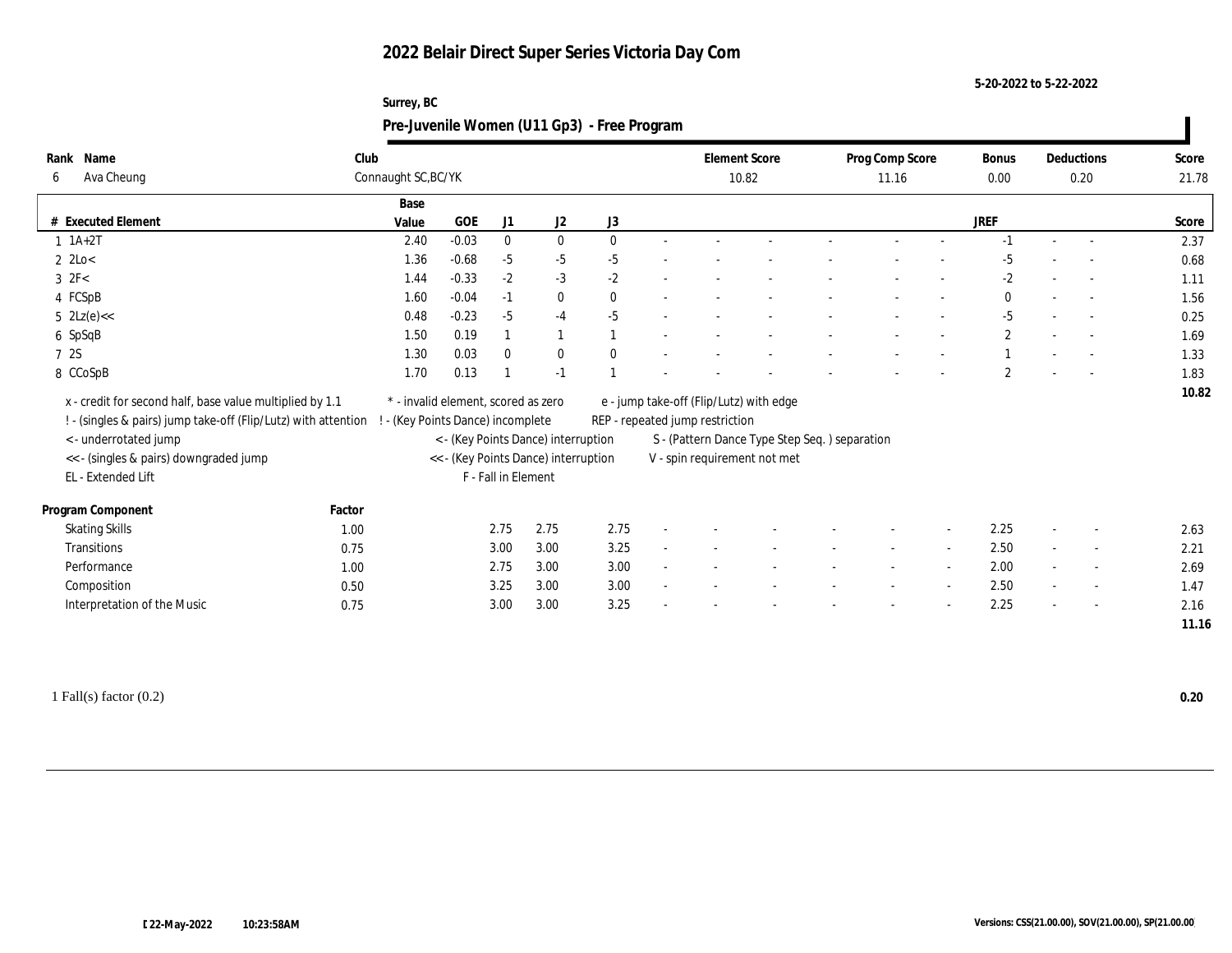# 2022 Belair Direct Super Series Victoria Day Com

5-20-2022 to 5-22-2022

Surrey, BC

## Pre-Juvenile Women (U11 Gp3) - Free Program

| Rank | Name | Club | Element Score | Prog Comp Score | Bonus | Deductions | Score |
|---|---|---|---|---|---|---|---|
| 6 | Ava Cheung | Connaught SC,BC/YK | 10.82 | 11.16 | 0.00 | 0.20 | 21.78 |

| # | Executed Element | Base Value | GOE | J1 | J2 | J3 | | | | | | | | | JREF | | | Score |
|---|---|---|---|---|---|---|---|---|---|---|---|---|---|---|---|---|---|---|
| 1 | 1A+2T | 2.40 | -0.03 | 0 | 0 | 0 | - | - | - | - | - | - | - | - | -1 | - | - | 2.37 |
| 2 | 2Lo< | 1.36 | -0.68 | -5 | -5 | -5 | - | - | - | - | - | - | - | - | -5 | - | - | 0.68 |
| 3 | 2F< | 1.44 | -0.33 | -2 | -3 | -2 | - | - | - | - | - | - | - | - | -2 | - | - | 1.11 |
| 4 | FCSpB | 1.60 | -0.04 | -1 | 0 | 0 | - | - | - | - | - | - | - | - | 0 | - | - | 1.56 |
| 5 | 2Lz(e)<< | 0.48 | -0.23 | -5 | -4 | -5 | - | - | - | - | - | - | - | - | -5 | - | - | 0.25 |
| 6 | SpSqB | 1.50 | 0.19 | 1 | 1 | 1 | - | - | - | - | - | - | - | - | 2 | - | - | 1.69 |
| 7 | 2S | 1.30 | 0.03 | 0 | 0 | 0 | - | - | - | - | - | - | - | - | 1 | - | - | 1.33 |
| 8 | CCoSpB | 1.70 | 0.13 | 1 | -1 | 1 | - | - | - | - | - | - | - | - | 2 | - | - | 1.83 |
| | | | | | | | | | | | | | | | | | | 10.82 |

x - credit for second half, base value multiplied by 1.1
! - (singles & pairs) jump take-off (Flip/Lutz) with attention
< - underrotated jump
<< - (singles & pairs) downgraded jump
EL - Extended Lift
* - invalid element, scored as zero
! - (Key Points Dance) incomplete
< - (Key Points Dance) interruption
<< - (Key Points Dance) interruption
F - Fall in Element
e - jump take-off (Flip/Lutz) with edge
REP - repeated jump restriction
S - (Pattern Dance Type Step Seq. ) separation
V - spin requirement not met

| Program Component | Factor | J1 | J2 | J3 | | | | | | | | | JREF | | | Score |
|---|---|---|---|---|---|---|---|---|---|---|---|---|---|---|---|---|
| Skating Skills | 1.00 | 2.75 | 2.75 | 2.75 | - | - | - | - | - | - | - | - | 2.25 | - | - | 2.63 |
| Transitions | 0.75 | 3.00 | 3.00 | 3.25 | - | - | - | - | - | - | - | - | 2.50 | - | - | 2.21 |
| Performance | 1.00 | 2.75 | 3.00 | 3.00 | - | - | - | - | - | - | - | - | 2.00 | - | - | 2.69 |
| Composition | 0.50 | 3.25 | 3.00 | 3.00 | - | - | - | - | - | - | - | - | 2.50 | - | - | 1.47 |
| Interpretation of the Music | 0.75 | 3.00 | 3.00 | 3.25 | - | - | - | - | - | - | - | - | 2.25 | - | - | 2.16 |
| | | | | | | | | | | | | | | | | 11.16 |

1 Fall(s) factor (0.2) **0.20**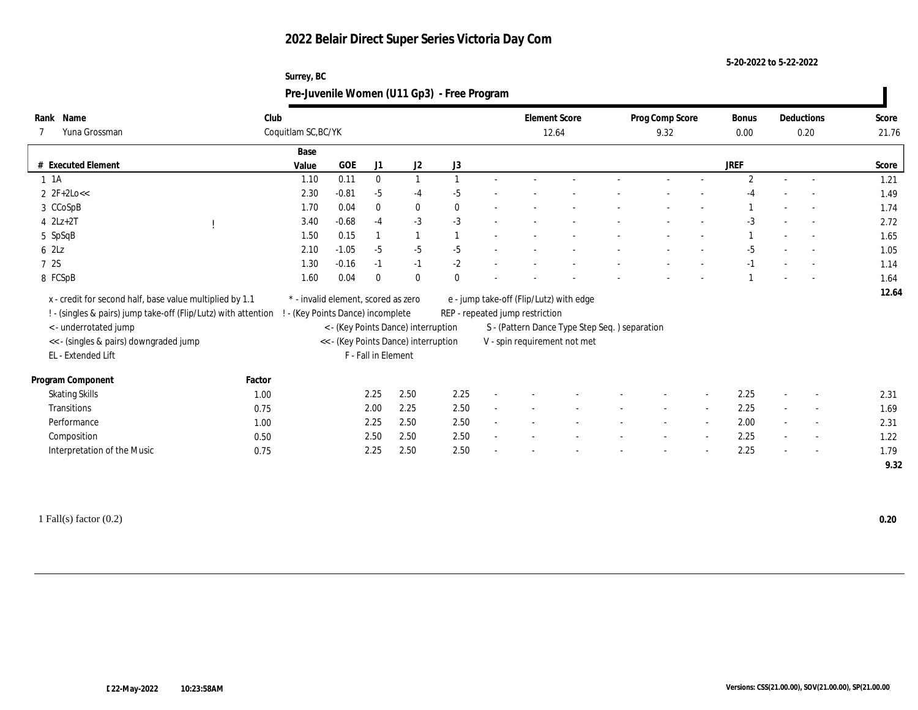# 2022 Belair Direct Super Series Victoria Day Com

5-20-2022 to 5-22-2022

Surrey, BC

## Pre-Juvenile Women (U11 Gp3) - Free Program

| Rank | Name | Club | Element Score | Prog Comp Score | Bonus | Deductions | Score |
|---|---|---|---|---|---|---|---|
| 7 | Yuna Grossman | Coquitlam SC,BC/YK | 12.64 | 9.32 | 0.00 | 0.20 | 21.76 |

| # | Executed Element | | Base Value | GOE | J1 | J2 | J3 | | | | | | | JREF | | | Score |
|---|---|---|---|---|---|---|---|---|---|---|---|---|---|---|---|---|---|
| 1 | 1A | | 1.10 | 0.11 | 0 | 1 | 1 | - | - | - | - | - | - | 2 | - | - | 1.21 |
| 2 | 2F+2Lo<< | | 2.30 | -0.81 | -5 | -4 | -5 | - | - | - | - | - | - | -4 | - | - | 1.49 |
| 3 | CCoSpB | | 1.70 | 0.04 | 0 | 0 | 0 | - | - | - | - | - | - | 1 | - | - | 1.74 |
| 4 | 2Lz+2T | ! | 3.40 | -0.68 | -4 | -3 | -3 | - | - | - | - | - | - | -3 | - | - | 2.72 |
| 5 | SpSqB | | 1.50 | 0.15 | 1 | 1 | 1 | - | - | - | - | - | - | 1 | - | - | 1.65 |
| 6 | 2Lz | | 2.10 | -1.05 | -5 | -5 | -5 | - | - | - | - | - | - | -5 | - | - | 1.05 |
| 7 | 2S | | 1.30 | -0.16 | -1 | -1 | -2 | - | - | - | - | - | - | -1 | - | - | 1.14 |
| 8 | FCSpB | | 1.60 | 0.04 | 0 | 0 | 0 | - | - | - | - | - | - | 1 | - | - | 1.64 |
| | | | | | | | | | | | | | | | | | 12.64 |

x - credit for second half, base value multiplied by 1.1
! - (singles & pairs) jump take-off (Flip/Lutz) with attention
< - underrotated jump
<< - (singles & pairs) downgraded jump
EL - Extended Lift
\* - invalid element, scored as zero
! - (Key Points Dance) incomplete
< - (Key Points Dance) interruption
<< - (Key Points Dance) interruption
F - Fall in Element
e - jump take-off (Flip/Lutz) with edge
REP - repeated jump restriction
S - (Pattern Dance Type Step Seq. ) separation
V - spin requirement not met

| Program Component | Factor | J1 | J2 | J3 | | | | | | | JREF | | | Score |
|---|---|---|---|---|---|---|---|---|---|---|---|---|---|---|
| Skating Skills | 1.00 | 2.25 | 2.50 | 2.25 | - | - | - | - | - | - | 2.25 | - | - | 2.31 |
| Transitions | 0.75 | 2.00 | 2.25 | 2.50 | - | - | - | - | - | - | 2.25 | - | - | 1.69 |
| Performance | 1.00 | 2.25 | 2.50 | 2.50 | - | - | - | - | - | - | 2.00 | - | - | 2.31 |
| Composition | 0.50 | 2.50 | 2.50 | 2.50 | - | - | - | - | - | - | 2.25 | - | - | 1.22 |
| Interpretation of the Music | 0.75 | 2.25 | 2.50 | 2.50 | - | - | - | - | - | - | 2.25 | - | - | 1.79 |
| | | | | | | | | | | | | | | 9.32 |

1 Fall(s) factor (0.2) — 0.20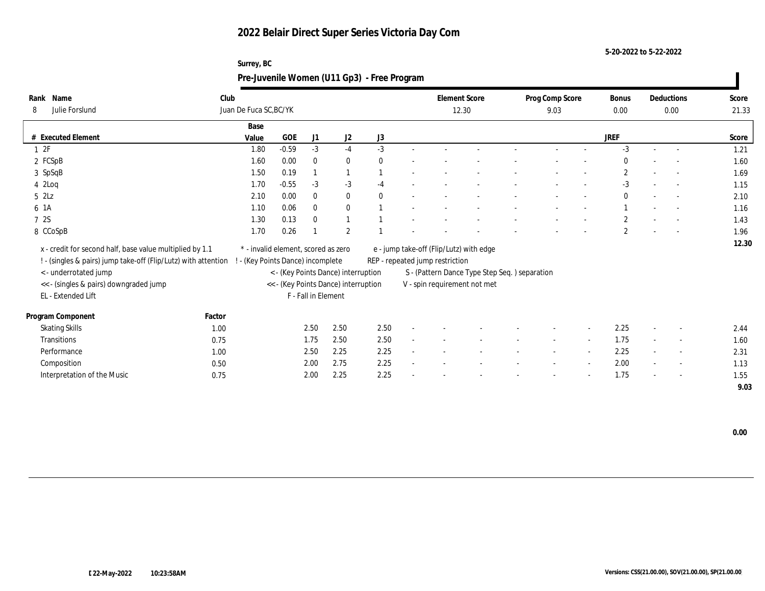# 2022 Belair Direct Super Series Victoria Day Com

5-20-2022 to 5-22-2022

Surrey, BC

## Pre-Juvenile Women (U11 Gp3) - Free Program

| Rank | Name | Club | Element Score | Prog Comp Score | Bonus | Deductions | Score |
|---|---|---|---|---|---|---|---|
| 8 | Julie Forslund | Juan De Fuca SC,BC/YK | 12.30 | 9.03 | 0.00 | 0.00 | 21.33 |

| # | Executed Element | Base Value | GOE | J1 | J2 | J3 | | | | | | | | | JREF | | | Score |
|---|---|---|---|---|---|---|---|---|---|---|---|---|---|---|---|---|---|---|
| 1 | 2F | 1.80 | -0.59 | -3 | -4 | -3 | - | - | - | - | - | - | - | - | -3 | - | - | 1.21 |
| 2 | FCSpB | 1.60 | 0.00 | 0 | 0 | 0 | - | - | - | - | - | - | - | - | 0 | - | - | 1.60 |
| 3 | SpSqB | 1.50 | 0.19 | 1 | 1 | 1 | - | - | - | - | - | - | - | - | 2 | - | - | 1.69 |
| 4 | 2Loq | 1.70 | -0.55 | -3 | -3 | -4 | - | - | - | - | - | - | - | - | -3 | - | - | 1.15 |
| 5 | 2Lz | 2.10 | 0.00 | 0 | 0 | 0 | - | - | - | - | - | - | - | - | 0 | - | - | 2.10 |
| 6 | 1A | 1.10 | 0.06 | 0 | 0 | 1 | - | - | - | - | - | - | - | - | 1 | - | - | 1.16 |
| 7 | 2S | 1.30 | 0.13 | 0 | 1 | 1 | - | - | - | - | - | - | - | - | 2 | - | - | 1.43 |
| 8 | CCoSpB | 1.70 | 0.26 | 1 | 2 | 1 | - | - | - | - | - | - | - | - | 2 | - | - | 1.96 |
| | | | | | | | | | | | | | | | | | | 12.30 |

x - credit for second half, base value multiplied by 1.1
! - (singles & pairs) jump take-off (Flip/Lutz) with attention
< - underrotated jump
<< - (singles & pairs) downgraded jump
EL - Extended Lift
* - invalid element, scored as zero
! - (Key Points Dance) incomplete
< - (Key Points Dance) interruption
<< - (Key Points Dance) interruption
F - Fall in Element
e - jump take-off (Flip/Lutz) with edge
REP - repeated jump restriction
S - (Pattern Dance Type Step Seq. ) separation
V - spin requirement not met

| Program Component | Factor | J1 | J2 | J3 | | | | | | | | | JREF | | | Score |
|---|---|---|---|---|---|---|---|---|---|---|---|---|---|---|---|---|
| Skating Skills | 1.00 | 2.50 | 2.50 | 2.50 | - | - | - | - | - | - | - | - | 2.25 | - | - | 2.44 |
| Transitions | 0.75 | 1.75 | 2.50 | 2.50 | - | - | - | - | - | - | - | - | 1.75 | - | - | 1.60 |
| Performance | 1.00 | 2.50 | 2.25 | 2.25 | - | - | - | - | - | - | - | - | 2.25 | - | - | 2.31 |
| Composition | 0.50 | 2.00 | 2.75 | 2.25 | - | - | - | - | - | - | - | - | 2.00 | - | - | 1.13 |
| Interpretation of the Music | 0.75 | 2.00 | 2.25 | 2.25 | - | - | - | - | - | - | - | - | 1.75 | - | - | 1.55 |
| | | | | | | | | | | | | | | | | 9.03 |

0.00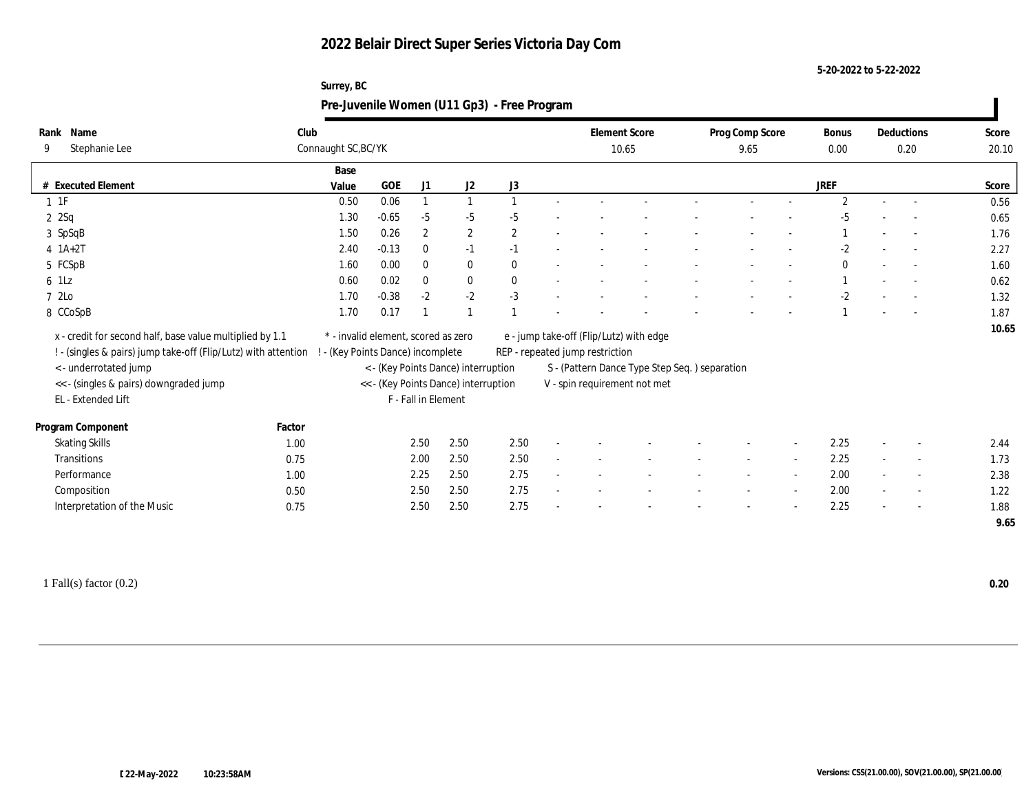# 2022 Belair Direct Super Series Victoria Day Com

5-20-2022 to 5-22-2022

Surrey, BC

## Pre-Juvenile Women (U11 Gp3) - Free Program

| Rank | Name | Club | Element Score | Prog Comp Score | Bonus | Deductions | Score |
|---|---|---|---|---|---|---|---|
| 9 | Stephanie Lee | Connaught SC,BC/YK | 10.65 | 9.65 | 0.00 | 0.20 | 20.10 |

| # | Executed Element | Base Value | GOE | J1 | J2 | J3 | | | | | | | | JREF | | | Score |
|---|---|---|---|---|---|---|---|---|---|---|---|---|---|---|---|---|---|
| 1 | 1F | 0.50 | 0.06 | 1 | 1 | 1 | - | - | - | - | - | - | - | 2 | - | - | 0.56 |
| 2 | 2Sq | 1.30 | -0.65 | -5 | -5 | -5 | - | - | - | - | - | - | - | -5 | - | - | 0.65 |
| 3 | SpSqB | 1.50 | 0.26 | 2 | 2 | 2 | - | - | - | - | - | - | - | 1 | - | - | 1.76 |
| 4 | 1A+2T | 2.40 | -0.13 | 0 | -1 | -1 | - | - | - | - | - | - | - | -2 | - | - | 2.27 |
| 5 | FCSpB | 1.60 | 0.00 | 0 | 0 | 0 | - | - | - | - | - | - | - | 0 | - | - | 1.60 |
| 6 | 1Lz | 0.60 | 0.02 | 0 | 0 | 0 | - | - | - | - | - | - | - | 1 | - | - | 0.62 |
| 7 | 2Lo | 1.70 | -0.38 | -2 | -2 | -3 | - | - | - | - | - | - | - | -2 | - | - | 1.32 |
| 8 | CCoSpB | 1.70 | 0.17 | 1 | 1 | 1 | - | - | - | - | - | - | - | 1 | - | - | 1.87 |
| | | | | | | | | | | | | | | | | | 10.65 |

x - credit for second half, base value multiplied by 1.1
! - (singles & pairs) jump take-off (Flip/Lutz) with attention
< - underrotated jump
<< - (singles & pairs) downgraded jump
EL - Extended Lift
\* - invalid element, scored as zero
! - (Key Points Dance) incomplete
< - (Key Points Dance) interruption
<< - (Key Points Dance) interruption
F - Fall in Element
e - jump take-off (Flip/Lutz) with edge
REP - repeated jump restriction
S - (Pattern Dance Type Step Seq. ) separation
V - spin requirement not met

| Program Component | Factor | J1 | J2 | J3 | | | | | | | | JREF | | | Score |
|---|---|---|---|---|---|---|---|---|---|---|---|---|---|---|---|
| Skating Skills | 1.00 | 2.50 | 2.50 | 2.50 | - | - | - | - | - | - | - | 2.25 | - | - | 2.44 |
| Transitions | 0.75 | 2.00 | 2.50 | 2.50 | - | - | - | - | - | - | - | 2.25 | - | - | 1.73 |
| Performance | 1.00 | 2.25 | 2.50 | 2.75 | - | - | - | - | - | - | - | 2.00 | - | - | 2.38 |
| Composition | 0.50 | 2.50 | 2.50 | 2.75 | - | - | - | - | - | - | - | 2.00 | - | - | 1.22 |
| Interpretation of the Music | 0.75 | 2.50 | 2.50 | 2.75 | - | - | - | - | - | - | - | 2.25 | - | - | 1.88 |
| | | | | | | | | | | | | | | | 9.65 |

1 Fall(s) factor (0.2) **0.20**

22-May-2022 10:23:58AM

Versions: CSS(21.00.00), SOV(21.00.00), SP(21.00.00)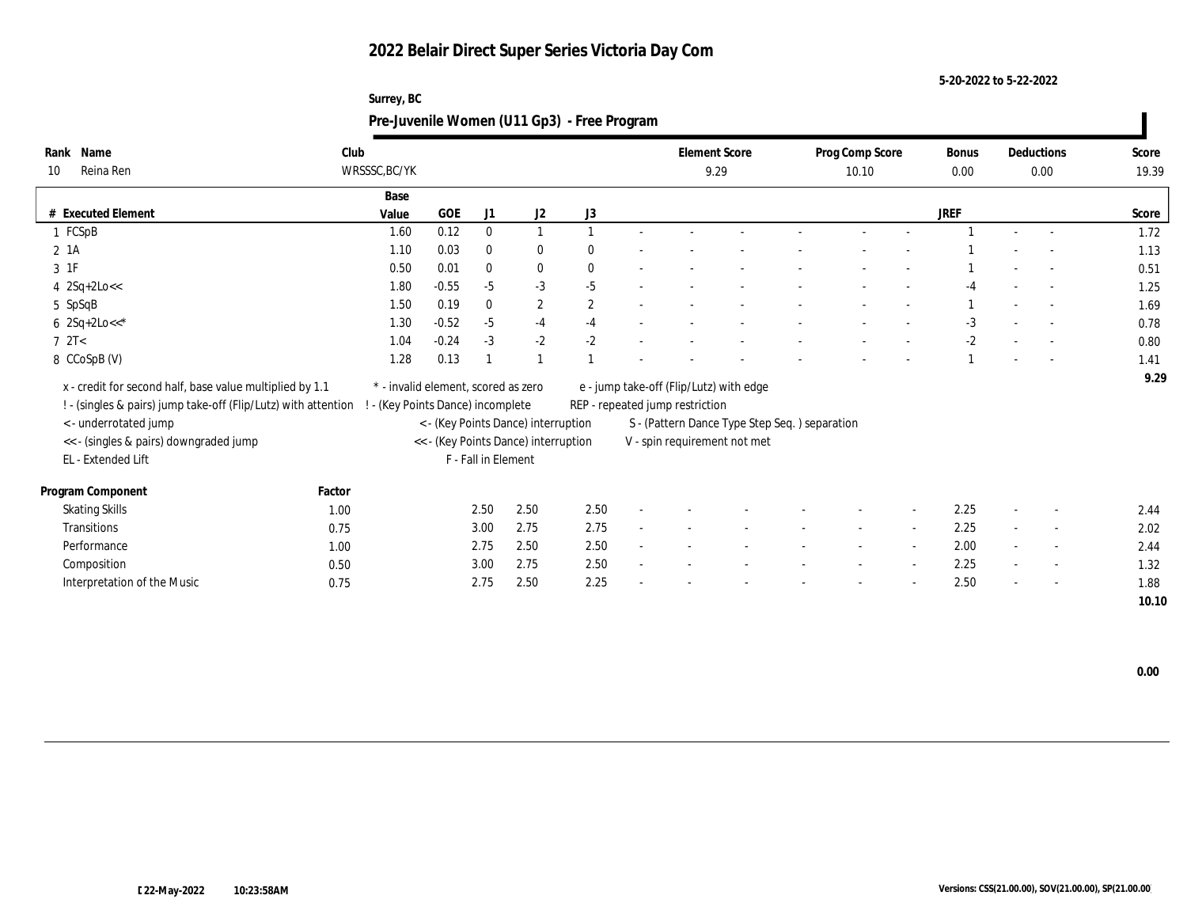# 2022 Belair Direct Super Series Victoria Day Com

5-20-2022 to 5-22-2022

Surrey, BC

## Pre-Juvenile Women (U11 Gp3) - Free Program

| Rank | Name | Club | Element Score | Prog Comp Score | Bonus | Deductions | Score |
|---|---|---|---|---|---|---|---|
| 10 | Reina Ren | WRSSSC,BC/YK | 9.29 | 10.10 | 0.00 | 0.00 | 19.39 |

| # | Executed Element | Base Value | GOE | J1 | J2 | J3 | | | | | | | | | JREF | | | Score |
|---|---|---|---|---|---|---|---|---|---|---|---|---|---|---|---|---|---|---|
| 1 | FCSpB | 1.60 | 0.12 | 0 | 1 | 1 | - | - | - | - | - | - | - | - | 1 | - | - | 1.72 |
| 2 | 1A | 1.10 | 0.03 | 0 | 0 | 0 | - | - | - | - | - | - | - | - | 1 | - | - | 1.13 |
| 3 | 1F | 0.50 | 0.01 | 0 | 0 | 0 | - | - | - | - | - | - | - | - | 1 | - | - | 0.51 |
| 4 | 2Sq+2Lo<< | 1.80 | -0.55 | -5 | -3 | -5 | - | - | - | - | - | - | - | - | -4 | - | - | 1.25 |
| 5 | SpSqB | 1.50 | 0.19 | 0 | 2 | 2 | - | - | - | - | - | - | - | - | 1 | - | - | 1.69 |
| 6 | 2Sq+2Lo<<* | 1.30 | -0.52 | -5 | -4 | -4 | - | - | - | - | - | - | - | - | -3 | - | - | 0.78 |
| 7 | 2T< | 1.04 | -0.24 | -3 | -2 | -2 | - | - | - | - | - | - | - | - | -2 | - | - | 0.80 |
| 8 | CCoSpB (V) | 1.28 | 0.13 | 1 | 1 | 1 | - | - | - | - | - | - | - | - | 1 | - | - | 1.41 |
| | | | | | | | | | | | | | | | | | | 9.29 |

x - credit for second half, base value multiplied by 1.1
! - (singles & pairs) jump take-off (Flip/Lutz) with attention
< - underrotated jump
<< - (singles & pairs) downgraded jump
EL - Extended Lift
* - invalid element, scored as zero
! - (Key Points Dance) incomplete
< - (Key Points Dance) interruption
<< - (Key Points Dance) interruption
F - Fall in Element
e - jump take-off (Flip/Lutz) with edge
REP - repeated jump restriction
S - (Pattern Dance Type Step Seq. ) separation
V - spin requirement not met

| Program Component | Factor | J1 | J2 | J3 | | | | | | | | | JREF | | | Score |
|---|---|---|---|---|---|---|---|---|---|---|---|---|---|---|---|---|
| Skating Skills | 1.00 | 2.50 | 2.50 | 2.50 | - | - | - | - | - | - | - | - | 2.25 | - | - | 2.44 |
| Transitions | 0.75 | 3.00 | 2.75 | 2.75 | - | - | - | - | - | - | - | - | 2.25 | - | - | 2.02 |
| Performance | 1.00 | 2.75 | 2.50 | 2.50 | - | - | - | - | - | - | - | - | 2.00 | - | - | 2.44 |
| Composition | 0.50 | 3.00 | 2.75 | 2.50 | - | - | - | - | - | - | - | - | 2.25 | - | - | 1.32 |
| Interpretation of the Music | 0.75 | 2.75 | 2.50 | 2.25 | - | - | - | - | - | - | - | - | 2.50 | - | - | 1.88 |
| | | | | | | | | | | | | | | | | 10.10 |

0.00

22-May-2022 10:23:58AM

Versions: CSS(21.00.00), SOV(21.00.00), SP(21.00.00)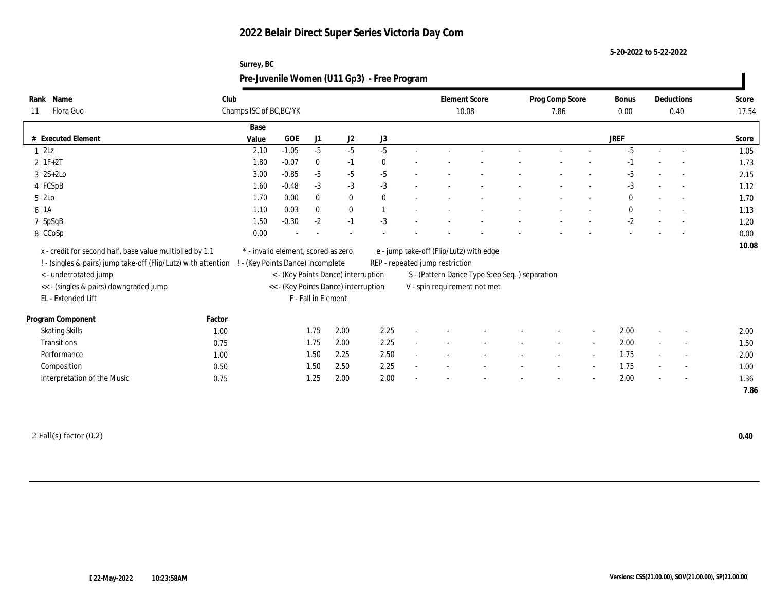# 2022 Belair Direct Super Series Victoria Day Com

5-20-2022 to 5-22-2022

Surrey, BC

## Pre-Juvenile Women (U11 Gp3) - Free Program

| Rank | Name | Club | Element Score | Prog Comp Score | Bonus | Deductions | Score |
|---|---|---|---|---|---|---|---|
| 11 | Flora Guo | Champs ISC of BC,BC/YK | 10.08 | 7.86 | 0.00 | 0.40 | 17.54 |

| # | Executed Element | Base Value | GOE | J1 | J2 | J3 | | | | | | | | | JREF | | | Score |
|---|---|---|---|---|---|---|---|---|---|---|---|---|---|---|---|---|---|---|
| 1 | 2Lz | 2.10 | -1.05 | -5 | -5 | -5 | - | - | - | - | - | - | - | - | -5 | - | - | 1.05 |
| 2 | 1F+2T | 1.80 | -0.07 | 0 | -1 | 0 | - | - | - | - | - | - | - | - | -1 | - | - | 1.73 |
| 3 | 2S+2Lo | 3.00 | -0.85 | -5 | -5 | -5 | - | - | - | - | - | - | - | - | -5 | - | - | 2.15 |
| 4 | FCSpB | 1.60 | -0.48 | -3 | -3 | -3 | - | - | - | - | - | - | - | - | -3 | - | - | 1.12 |
| 5 | 2Lo | 1.70 | 0.00 | 0 | 0 | 0 | - | - | - | - | - | - | - | - | 0 | - | - | 1.70 |
| 6 | 1A | 1.10 | 0.03 | 0 | 0 | 1 | - | - | - | - | - | - | - | - | 0 | - | - | 1.13 |
| 7 | SpSqB | 1.50 | -0.30 | -2 | -1 | -3 | - | - | - | - | - | - | - | - | -2 | - | - | 1.20 |
| 8 | CCoSp | 0.00 | - | - | - | - | - | - | - | - | - | - | - | - | - | - | - | 0.00 |
| | | | | | | | | | | | | | | | | | | 10.08 |

x - credit for second half, base value multiplied by 1.1
! - (singles & pairs) jump take-off (Flip/Lutz) with attention
< - underrotated jump
<< - (singles & pairs) downgraded jump
EL - Extended Lift
\* - invalid element, scored as zero
! - (Key Points Dance) incomplete
< - (Key Points Dance) interruption
<< - (Key Points Dance) interruption
F - Fall in Element
e - jump take-off (Flip/Lutz) with edge
REP - repeated jump restriction
S - (Pattern Dance Type Step Seq. ) separation
V - spin requirement not met

| Program Component | Factor | J1 | J2 | J3 | | | | | | | | | JREF | | | Score |
|---|---|---|---|---|---|---|---|---|---|---|---|---|---|---|---|---|
| Skating Skills | 1.00 | 1.75 | 2.00 | 2.25 | - | - | - | - | - | - | - | - | 2.00 | - | - | 2.00 |
| Transitions | 0.75 | 1.75 | 2.00 | 2.25 | - | - | - | - | - | - | - | - | 2.00 | - | - | 1.50 |
| Performance | 1.00 | 1.50 | 2.25 | 2.50 | - | - | - | - | - | - | - | - | 1.75 | - | - | 2.00 |
| Composition | 0.50 | 1.50 | 2.50 | 2.25 | - | - | - | - | - | - | - | - | 1.75 | - | - | 1.00 |
| Interpretation of the Music | 0.75 | 1.25 | 2.00 | 2.00 | - | - | - | - | - | - | - | - | 2.00 | - | - | 1.36 |
| | | | | | | | | | | | | | | | | 7.86 |

2 Fall(s) factor (0.2) **0.40**

22-May-2022 10:23:58AM

Versions: CSS(21.00.00), SOV(21.00.00), SP(21.00.00)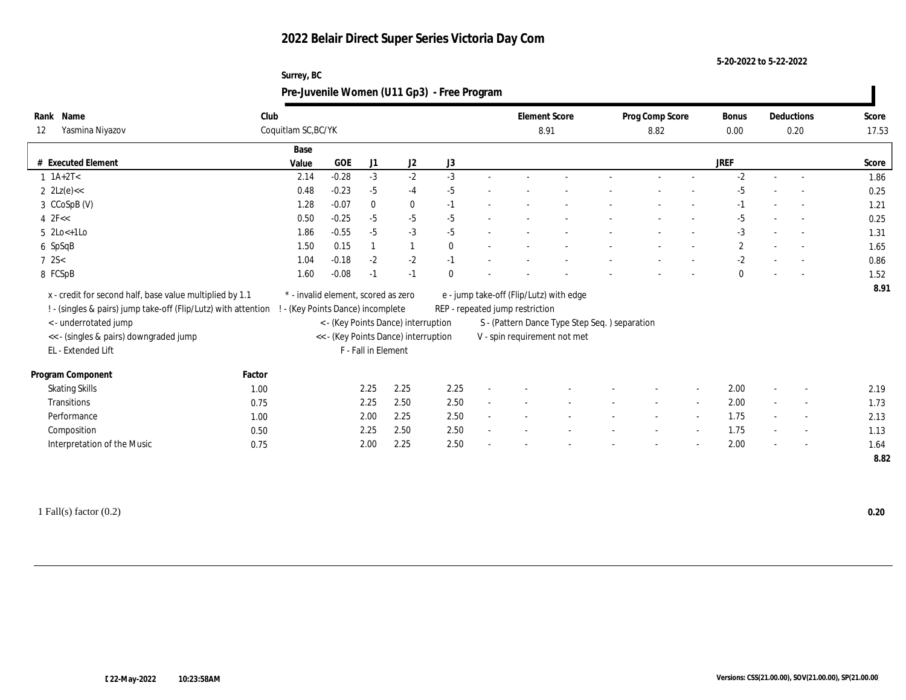# 2022 Belair Direct Super Series Victoria Day Com

5-20-2022 to 5-22-2022

Surrey, BC

## Pre-Juvenile Women (U11 Gp3) - Free Program

| Rank | Name | Club | Element Score | Prog Comp Score | Bonus | Deductions | Score |
|---|---|---|---|---|---|---|---|
| 12 | Yasmina Niyazov | Coquitlam SC,BC/YK | 8.91 | 8.82 | 0.00 | 0.20 | 17.53 |

| # | Executed Element | Base Value | GOE | J1 | J2 | J3 | | | | | | | | | JREF | | | Score |
|---|---|---|---|---|---|---|---|---|---|---|---|---|---|---|---|---|---|---|
| 1 | 1A+2T< | 2.14 | -0.28 | -3 | -2 | -3 | - | - | - | - | - | - | - | - | -2 | - | - | 1.86 |
| 2 | 2Lz(e)<< | 0.48 | -0.23 | -5 | -4 | -5 | - | - | - | - | - | - | - | - | -5 | - | - | 0.25 |
| 3 | CCoSpB (V) | 1.28 | -0.07 | 0 | 0 | -1 | - | - | - | - | - | - | - | - | -1 | - | - | 1.21 |
| 4 | 2F<< | 0.50 | -0.25 | -5 | -5 | -5 | - | - | - | - | - | - | - | - | -5 | - | - | 0.25 |
| 5 | 2Lo<+1Lo | 1.86 | -0.55 | -5 | -3 | -5 | - | - | - | - | - | - | - | - | -3 | - | - | 1.31 |
| 6 | SpSqB | 1.50 | 0.15 | 1 | 1 | 0 | - | - | - | - | - | - | - | - | 2 | - | - | 1.65 |
| 7 | 2S< | 1.04 | -0.18 | -2 | -2 | -1 | - | - | - | - | - | - | - | - | -2 | - | - | 0.86 |
| 8 | FCSpB | 1.60 | -0.08 | -1 | -1 | 0 | - | - | - | - | - | - | - | - | 0 | - | - | 1.52 |
| | | | | | | | | | | | | | | | | | | 8.91 |

x - credit for second half, base value multiplied by 1.1
! - (singles & pairs) jump take-off (Flip/Lutz) with attention
< - underrotated jump
<< - (singles & pairs) downgraded jump
EL - Extended Lift

\* - invalid element, scored as zero
! - (Key Points Dance) incomplete
< - (Key Points Dance) interruption
<< - (Key Points Dance) interruption
F - Fall in Element

e - jump take-off (Flip/Lutz) with edge
REP - repeated jump restriction
S - (Pattern Dance Type Step Seq. ) separation
V - spin requirement not met

| Program Component | Factor | J1 | J2 | J3 | | | | | | | | | JREF | | | Score |
|---|---|---|---|---|---|---|---|---|---|---|---|---|---|---|---|---|
| Skating Skills | 1.00 | 2.25 | 2.25 | 2.25 | - | - | - | - | - | - | - | - | 2.00 | - | - | 2.19 |
| Transitions | 0.75 | 2.25 | 2.50 | 2.50 | - | - | - | - | - | - | - | - | 2.00 | - | - | 1.73 |
| Performance | 1.00 | 2.00 | 2.25 | 2.50 | - | - | - | - | - | - | - | - | 1.75 | - | - | 2.13 |
| Composition | 0.50 | 2.25 | 2.50 | 2.50 | - | - | - | - | - | - | - | - | 1.75 | - | - | 1.13 |
| Interpretation of the Music | 0.75 | 2.00 | 2.25 | 2.50 | - | - | - | - | - | - | - | - | 2.00 | - | - | 1.64 |
| | | | | | | | | | | | | | | | | 8.82 |

1 Fall(s) factor (0.2) **0.20**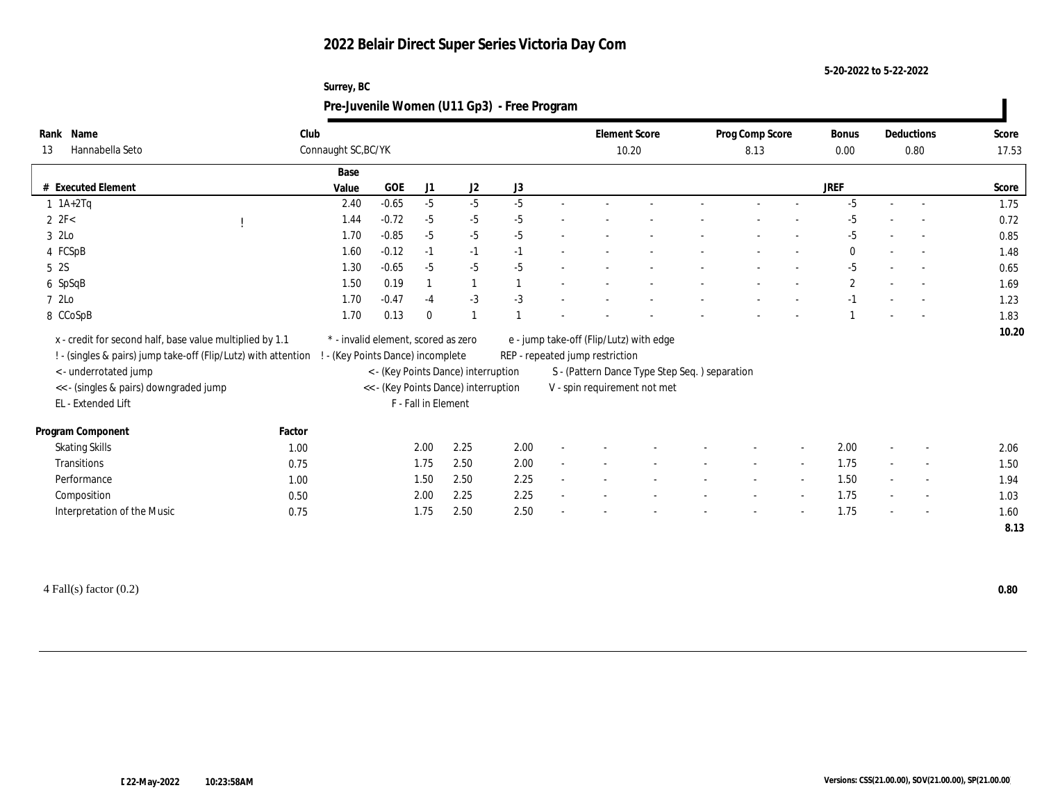# 2022 Belair Direct Super Series Victoria Day Com

5-20-2022 to 5-22-2022

Surrey, BC

## Pre-Juvenile Women (U11 Gp3) - Free Program

| Rank | Name | Club | Element Score | Prog Comp Score | Bonus | Deductions | Score |
|---|---|---|---|---|---|---|---|
| 13 | Hannabella Seto | Connaught SC,BC/YK | 10.20 | 8.13 | 0.00 | 0.80 | 17.53 |

| # | Executed Element | | Base Value | GOE | J1 | J2 | J3 | | | | | | | | | JREF | | | Score |
|---|---|---|---|---|---|---|---|---|---|---|---|---|---|---|---|---|---|---|---|
| 1 | 1A+2Tq | | 2.40 | -0.65 | -5 | -5 | -5 | - | - | - | - | - | - | - | - | -5 | - | - | 1.75 |
| 2 | 2F< | ! | 1.44 | -0.72 | -5 | -5 | -5 | - | - | - | - | - | - | - | - | -5 | - | - | 0.72 |
| 3 | 2Lo | | 1.70 | -0.85 | -5 | -5 | -5 | - | - | - | - | - | - | - | - | -5 | - | - | 0.85 |
| 4 | FCSpB | | 1.60 | -0.12 | -1 | -1 | -1 | - | - | - | - | - | - | - | - | 0 | - | - | 1.48 |
| 5 | 2S | | 1.30 | -0.65 | -5 | -5 | -5 | - | - | - | - | - | - | - | - | -5 | - | - | 0.65 |
| 6 | SpSqB | | 1.50 | 0.19 | 1 | 1 | 1 | - | - | - | - | - | - | - | - | 2 | - | - | 1.69 |
| 7 | 2Lo | | 1.70 | -0.47 | -4 | -3 | -3 | - | - | - | - | - | - | - | - | -1 | - | - | 1.23 |
| 8 | CCoSpB | | 1.70 | 0.13 | 0 | 1 | 1 | - | - | - | - | - | - | - | - | 1 | - | - | 1.83 |
| | | | | | | | | | | | | | | | | | | | 10.20 |

x - credit for second half, base value multiplied by 1.1
! - (singles & pairs) jump take-off (Flip/Lutz) with attention
< - underrotated jump
<< - (singles & pairs) downgraded jump
EL - Extended Lift
\* - invalid element, scored as zero
! - (Key Points Dance) incomplete
< - (Key Points Dance) interruption
<< - (Key Points Dance) interruption
F - Fall in Element
e - jump take-off (Flip/Lutz) with edge
REP - repeated jump restriction
S - (Pattern Dance Type Step Seq. ) separation
V - spin requirement not met

| Program Component | Factor | J1 | J2 | J3 | | | | | | | | | JREF | | | Score |
|---|---|---|---|---|---|---|---|---|---|---|---|---|---|---|---|---|
| Skating Skills | 1.00 | 2.00 | 2.25 | 2.00 | - | - | - | - | - | - | - | - | 2.00 | - | - | 2.06 |
| Transitions | 0.75 | 1.75 | 2.50 | 2.00 | - | - | - | - | - | - | - | - | 1.75 | - | - | 1.50 |
| Performance | 1.00 | 1.50 | 2.50 | 2.25 | - | - | - | - | - | - | - | - | 1.50 | - | - | 1.94 |
| Composition | 0.50 | 2.00 | 2.25 | 2.25 | - | - | - | - | - | - | - | - | 1.75 | - | - | 1.03 |
| Interpretation of the Music | 0.75 | 1.75 | 2.50 | 2.50 | - | - | - | - | - | - | - | - | 1.75 | - | - | 1.60 |
| | | | | | | | | | | | | | | | | 8.13 |

4 Fall(s) factor (0.2) **0.80**

22-May-2022 10:23:58AM

Versions: CSS(21.00.00), SOV(21.00.00), SP(21.00.00)